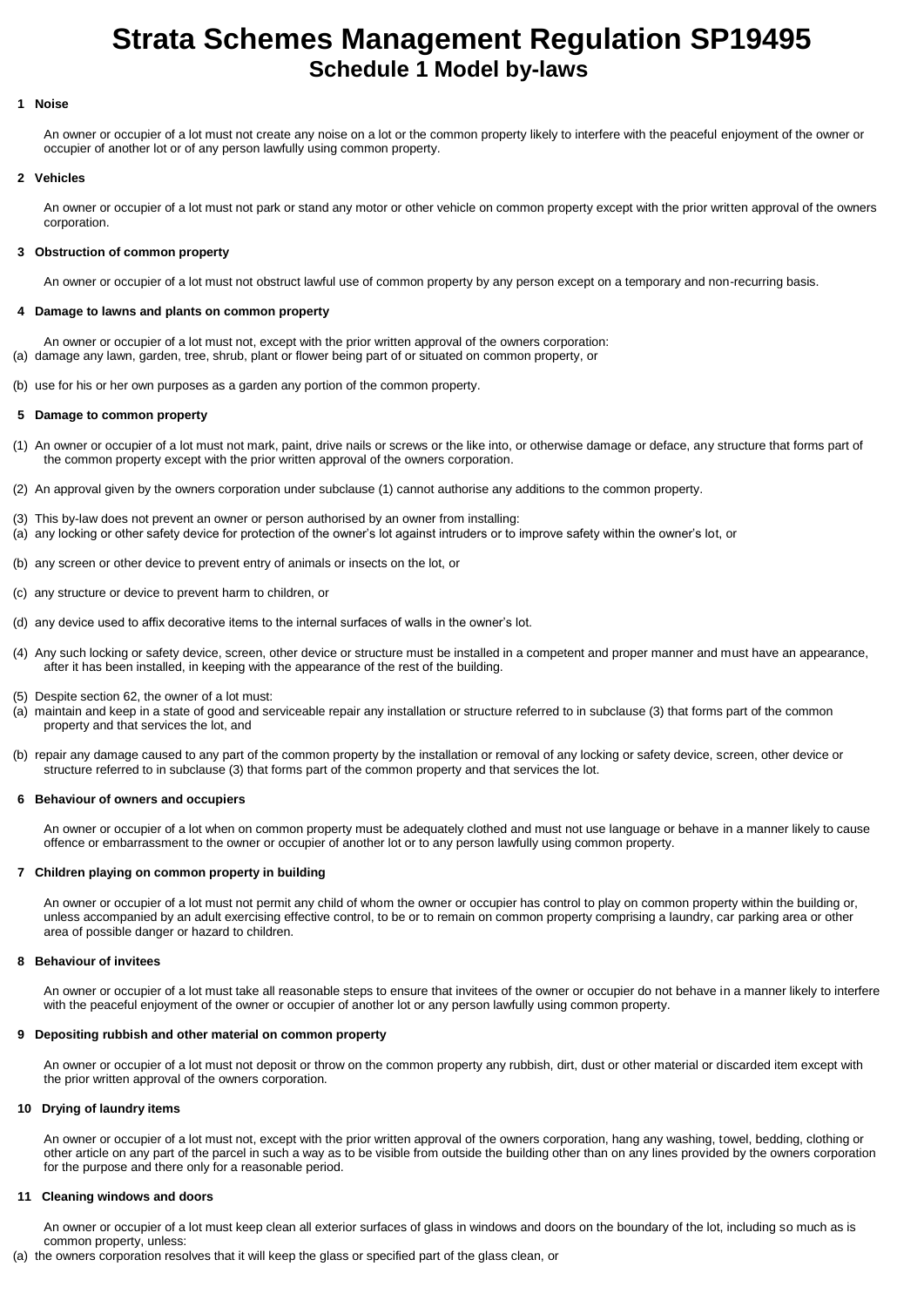# Strata Schemes Management Regulation SP19495

## Schedule 1 Model by-laws

### 1 Noise

An owner or occupier of a lot must not create any noise on a lot or the common property likely to interfere with the peaceful enjoyment of the owner or occupier of another lot or of any person lawfully using common property.

### 2 Vehicles

An owner or occupier of a lot must not park or stand any motor or other vehicle on common property except with the prior written approval of the owners corporation.

### 3 Obstruction of common property

An owner or occupier of a lot must not obstruct lawful use of common property by any person except on a temporary and non-recurring basis.

### 4 Damage to lawns and plants on common property

An owner or occupier of a lot must not, except with the prior written approval of the owners corporation:

(a) damage any lawn, garden, tree, shrub, plant or flower being part of or situated on common property, or

(b) use for his or her own purposes as a garden any portion of the common property.

### 5 Damage to common property

(1) An owner or occupier of a lot must not mark, paint, drive nails or screws or the like into, or otherwise damage or deface, any structure that forms part of the common property except with the prior written approval of the owners corporation.

(2) An approval given by the owners corporation under subclause (1) cannot authorise any additions to the common property.

(3) This by-law does not prevent an owner or person authorised by an owner from installing:

(a) any locking or other safety device for protection of the owner's lot against intruders or to improve safety within the owner's lot, or

(b) any screen or other device to prevent entry of animals or insects on the lot, or

(c) any structure or device to prevent harm to children, or

(d) any device used to affix decorative items to the internal surfaces of walls in the owner's lot.

(4) Any such locking or safety device, screen, other device or structure must be installed in a competent and proper manner and must have an appearance, after it has been installed, in keeping with the appearance of the rest of the building.

(5) Despite section 62, the owner of a lot must:

(a) maintain and keep in a state of good and serviceable repair any installation or structure referred to in subclause (3) that forms part of the common property and that services the lot, and

(b) repair any damage caused to any part of the common property by the installation or removal of any locking or safety device, screen, other device or structure referred to in subclause (3) that forms part of the common property and that services the lot.

### 6 Behaviour of owners and occupiers

An owner or occupier of a lot when on common property must be adequately clothed and must not use language or behave in a manner likely to cause offence or embarrassment to the owner or occupier of another lot or to any person lawfully using common property.

### 7 Children playing on common property in building

An owner or occupier of a lot must not permit any child of whom the owner or occupier has control to play on common property within the building or, unless accompanied by an adult exercising effective control, to be or to remain on common property comprising a laundry, car parking area or other area of possible danger or hazard to children.

### 8 Behaviour of invitees

An owner or occupier of a lot must take all reasonable steps to ensure that invitees of the owner or occupier do not behave in a manner likely to interfere with the peaceful enjoyment of the owner or occupier of another lot or any person lawfully using common property.

### 9 Depositing rubbish and other material on common property

An owner or occupier of a lot must not deposit or throw on the common property any rubbish, dirt, dust or other material or discarded item except with the prior written approval of the owners corporation.

### 10 Drying of laundry items

An owner or occupier of a lot must not, except with the prior written approval of the owners corporation, hang any washing, towel, bedding, clothing or other article on any part of the parcel in such a way as to be visible from outside the building other than on any lines provided by the owners corporation for the purpose and there only for a reasonable period.

### 11 Cleaning windows and doors

An owner or occupier of a lot must keep clean all exterior surfaces of glass in windows and doors on the boundary of the lot, including so much as is common property, unless:

(a) the owners corporation resolves that it will keep the glass or specified part of the glass clean, or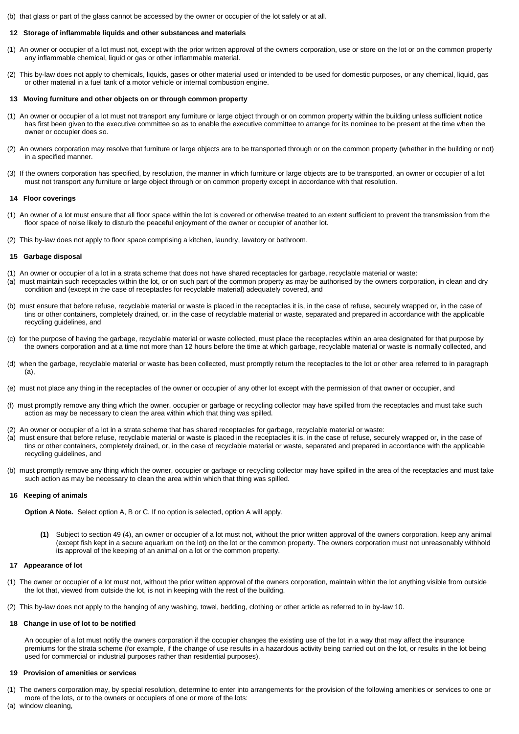(b) that glass or part of the glass cannot be accessed by the owner or occupier of the lot safely or at all.

### 12 Storage of inflammable liquids and other substances and materials

(1) An owner or occupier of a lot must not, except with the prior written approval of the owners corporation, use or store on the lot or on the common property any inflammable chemical, liquid or gas or other inflammable material.

(2) This by-law does not apply to chemicals, liquids, gases or other material used or intended to be used for domestic purposes, or any chemical, liquid, gas or other material in a fuel tank of a motor vehicle or internal combustion engine.

### 13 Moving furniture and other objects on or through common property

(1) An owner or occupier of a lot must not transport any furniture or large object through or on common property within the building unless sufficient notice has first been given to the executive committee so as to enable the executive committee to arrange for its nominee to be present at the time when the owner or occupier does so.

(2) An owners corporation may resolve that furniture or large objects are to be transported through or on the common property (whether in the building or not) in a specified manner.

(3) If the owners corporation has specified, by resolution, the manner in which furniture or large objects are to be transported, an owner or occupier of a lot must not transport any furniture or large object through or on common property except in accordance with that resolution.

### 14 Floor coverings

(1) An owner of a lot must ensure that all floor space within the lot is covered or otherwise treated to an extent sufficient to prevent the transmission from the floor space of noise likely to disturb the peaceful enjoyment of the owner or occupier of another lot.

(2) This by-law does not apply to floor space comprising a kitchen, laundry, lavatory or bathroom.

### 15 Garbage disposal

(1) An owner or occupier of a lot in a strata scheme that does not have shared receptacles for garbage, recyclable material or waste:

(a) must maintain such receptacles within the lot, or on such part of the common property as may be authorised by the owners corporation, in clean and dry condition and (except in the case of receptacles for recyclable material) adequately covered, and

(b) must ensure that before refuse, recyclable material or waste is placed in the receptacles it is, in the case of refuse, securely wrapped or, in the case of tins or other containers, completely drained, or, in the case of recyclable material or waste, separated and prepared in accordance with the applicable recycling guidelines, and

(c) for the purpose of having the garbage, recyclable material or waste collected, must place the receptacles within an area designated for that purpose by the owners corporation and at a time not more than 12 hours before the time at which garbage, recyclable material or waste is normally collected, and

(d) when the garbage, recyclable material or waste has been collected, must promptly return the receptacles to the lot or other area referred to in paragraph (a),

(e) must not place any thing in the receptacles of the owner or occupier of any other lot except with the permission of that owner or occupier, and

(f) must promptly remove any thing which the owner, occupier or garbage or recycling collector may have spilled from the receptacles and must take such action as may be necessary to clean the area within which that thing was spilled.

(2) An owner or occupier of a lot in a strata scheme that has shared receptacles for garbage, recyclable material or waste:

(a) must ensure that before refuse, recyclable material or waste is placed in the receptacles it is, in the case of refuse, securely wrapped or, in the case of tins or other containers, completely drained, or, in the case of recyclable material or waste, separated and prepared in accordance with the applicable recycling guidelines, and

(b) must promptly remove any thing which the owner, occupier or garbage or recycling collector may have spilled in the area of the receptacles and must take such action as may be necessary to clean the area within which that thing was spilled.

### 16 Keeping of animals

**Option A Note.** Select option A, B or C. If no option is selected, option A will apply.

**(1)** Subject to section 49 (4), an owner or occupier of a lot must not, without the prior written approval of the owners corporation, keep any animal (except fish kept in a secure aquarium on the lot) on the lot or the common property. The owners corporation must not unreasonably withhold its approval of the keeping of an animal on a lot or the common property.

### 17 Appearance of lot

(1) The owner or occupier of a lot must not, without the prior written approval of the owners corporation, maintain within the lot anything visible from outside the lot that, viewed from outside the lot, is not in keeping with the rest of the building.

(2) This by-law does not apply to the hanging of any washing, towel, bedding, clothing or other article as referred to in by-law 10.

### 18 Change in use of lot to be notified

An occupier of a lot must notify the owners corporation if the occupier changes the existing use of the lot in a way that may affect the insurance premiums for the strata scheme (for example, if the change of use results in a hazardous activity being carried out on the lot, or results in the lot being used for commercial or industrial purposes rather than residential purposes).

### 19 Provision of amenities or services

(1) The owners corporation may, by special resolution, determine to enter into arrangements for the provision of the following amenities or services to one or more of the lots, or to the owners or occupiers of one or more of the lots:

(a) window cleaning,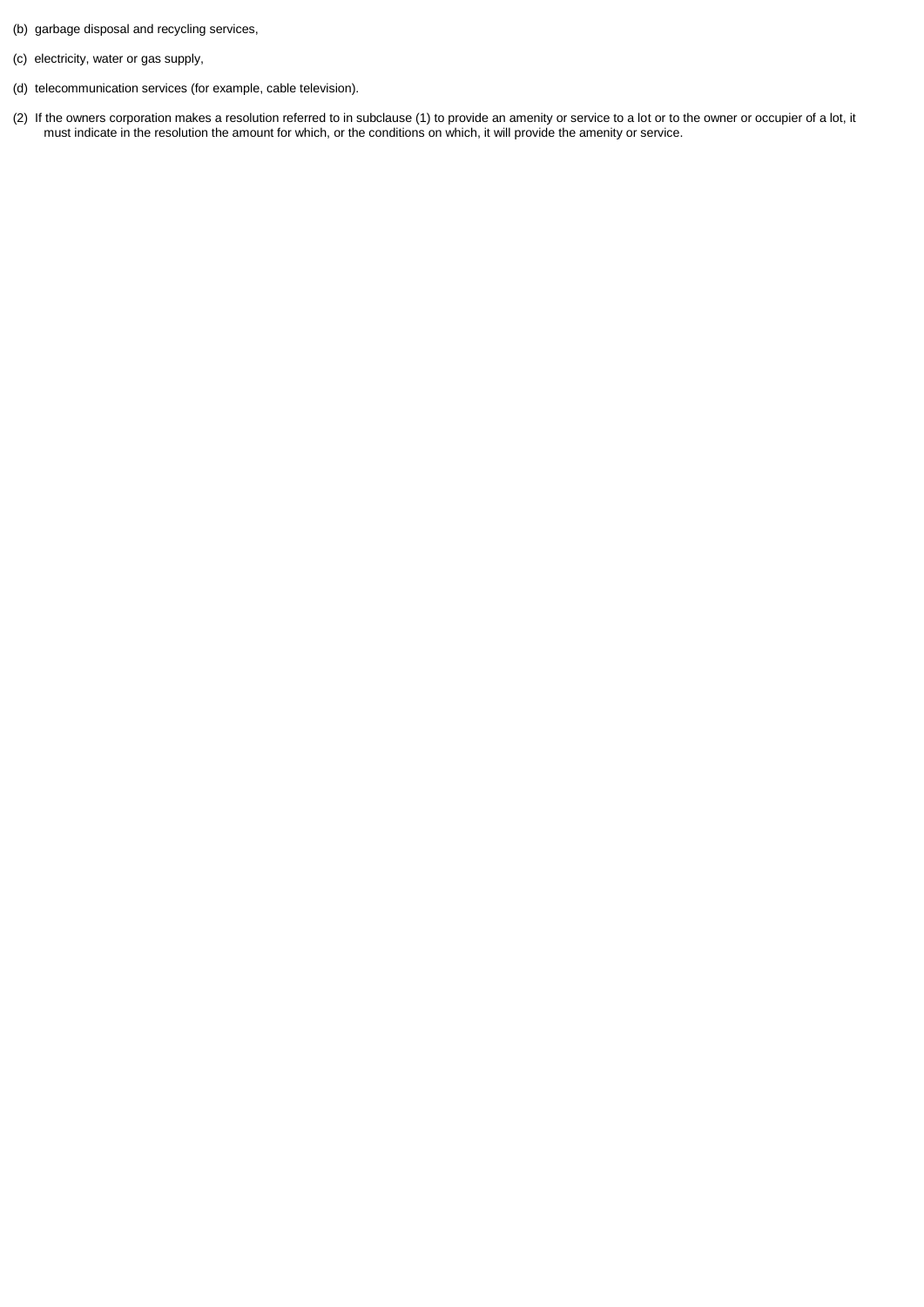(b) garbage disposal and recycling services,

(c) electricity, water or gas supply,

(d) telecommunication services (for example, cable television).

(2) If the owners corporation makes a resolution referred to in subclause (1) to provide an amenity or service to a lot or to the owner or occupier of a lot, it must indicate in the resolution the amount for which, or the conditions on which, it will provide the amenity or service.